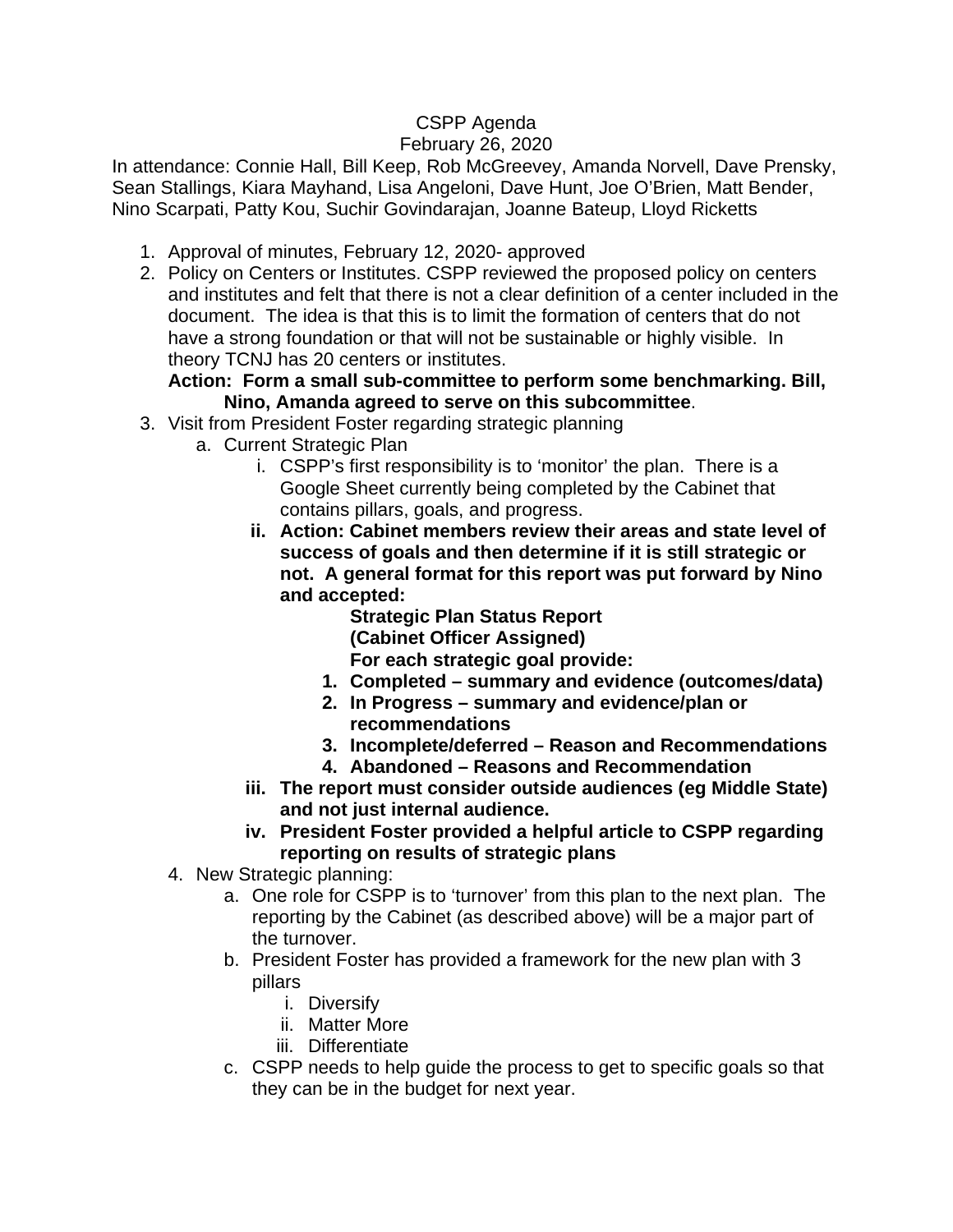CSPP Agenda

February 26, 2020

In attendance: Connie Hall, Bill Keep, Rob McGreevey, Amanda Norvell, Dave Prensky, Sean Stallings, Kiara Mayhand, Lisa Angeloni, Dave Hunt, Joe O'Brien, Matt Bender, Nino Scarpati, Patty Kou, Suchir Govindarajan, Joanne Bateup, Lloyd Ricketts

1. Approval of minutes, February 12, 2020- approved
2. Policy on Centers or Institutes. CSPP reviewed the proposed policy on centers and institutes and felt that there is not a clear definition of a center included in the document. The idea is that this is to limit the formation of centers that do not have a strong foundation or that will not be sustainable or highly visible. In theory TCNJ has 20 centers or institutes.

   **Action: Form a small sub-committee to perform some benchmarking. Bill, Nino, Amanda agreed to serve on this subcommittee**.
3. Visit from President Foster regarding strategic planning
   a. Current Strategic Plan
      i. CSPP's first responsibility is to 'monitor' the plan. There is a Google Sheet currently being completed by the Cabinet that contains pillars, goals, and progress.
      ii. **Action: Cabinet members review their areas and state level of success of goals and then determine if it is still strategic or not. A general format for this report was put forward by Nino and accepted:**

         **Strategic Plan Status Report**

         **(Cabinet Officer Assigned)**

         **For each strategic goal provide:**

         1. **Completed – summary and evidence (outcomes/data)**
         2. **In Progress – summary and evidence/plan or recommendations**
         3. **Incomplete/deferred – Reason and Recommendations**
         4. **Abandoned – Reasons and Recommendation**
      iii. **The report must consider outside audiences (eg Middle State) and not just internal audience.**
      iv. **President Foster provided a helpful article to CSPP regarding reporting on results of strategic plans**
4. New Strategic planning:
   a. One role for CSPP is to 'turnover' from this plan to the next plan. The reporting by the Cabinet (as described above) will be a major part of the turnover.
   b. President Foster has provided a framework for the new plan with 3 pillars
      i. Diversify
      ii. Matter More
      iii. Differentiate
   c. CSPP needs to help guide the process to get to specific goals so that they can be in the budget for next year.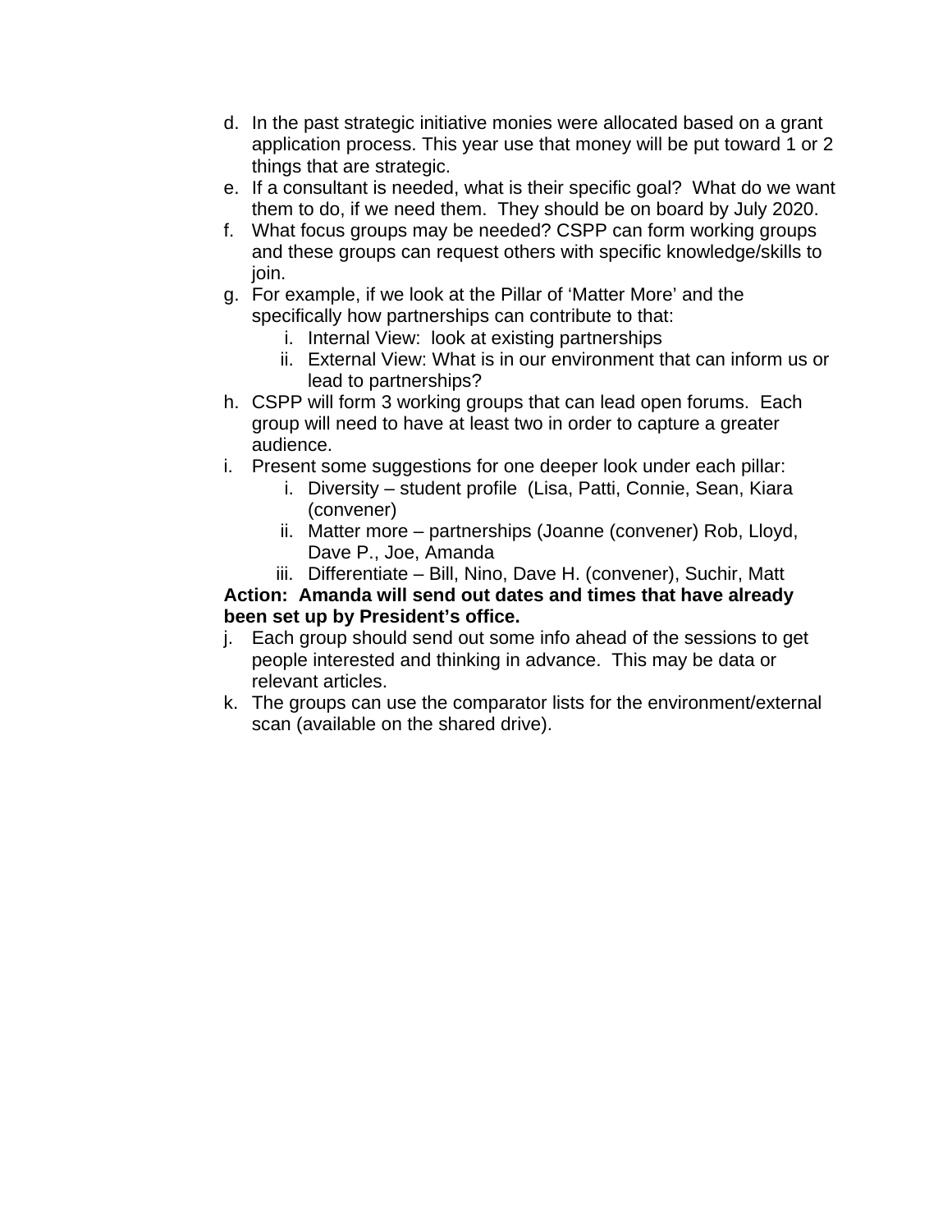d. In the past strategic initiative monies were allocated based on a grant application process. This year use that money will be put toward 1 or 2 things that are strategic.
e. If a consultant is needed, what is their specific goal? What do we want them to do, if we need them. They should be on board by July 2020.
f. What focus groups may be needed? CSPP can form working groups and these groups can request others with specific knowledge/skills to join.
g. For example, if we look at the Pillar of 'Matter More' and the specifically how partnerships can contribute to that:
    i. Internal View: look at existing partnerships
    ii. External View: What is in our environment that can inform us or lead to partnerships?
h. CSPP will form 3 working groups that can lead open forums. Each group will need to have at least two in order to capture a greater audience.
i. Present some suggestions for one deeper look under each pillar:
    i. Diversity – student profile (Lisa, Patti, Connie, Sean, Kiara (convener)
    ii. Matter more – partnerships (Joanne (convener) Rob, Lloyd, Dave P., Joe, Amanda
    iii. Differentiate – Bill, Nino, Dave H. (convener), Suchir, Matt

**Action: Amanda will send out dates and times that have already been set up by President's office.**

j. Each group should send out some info ahead of the sessions to get people interested and thinking in advance. This may be data or relevant articles.
k. The groups can use the comparator lists for the environment/external scan (available on the shared drive).